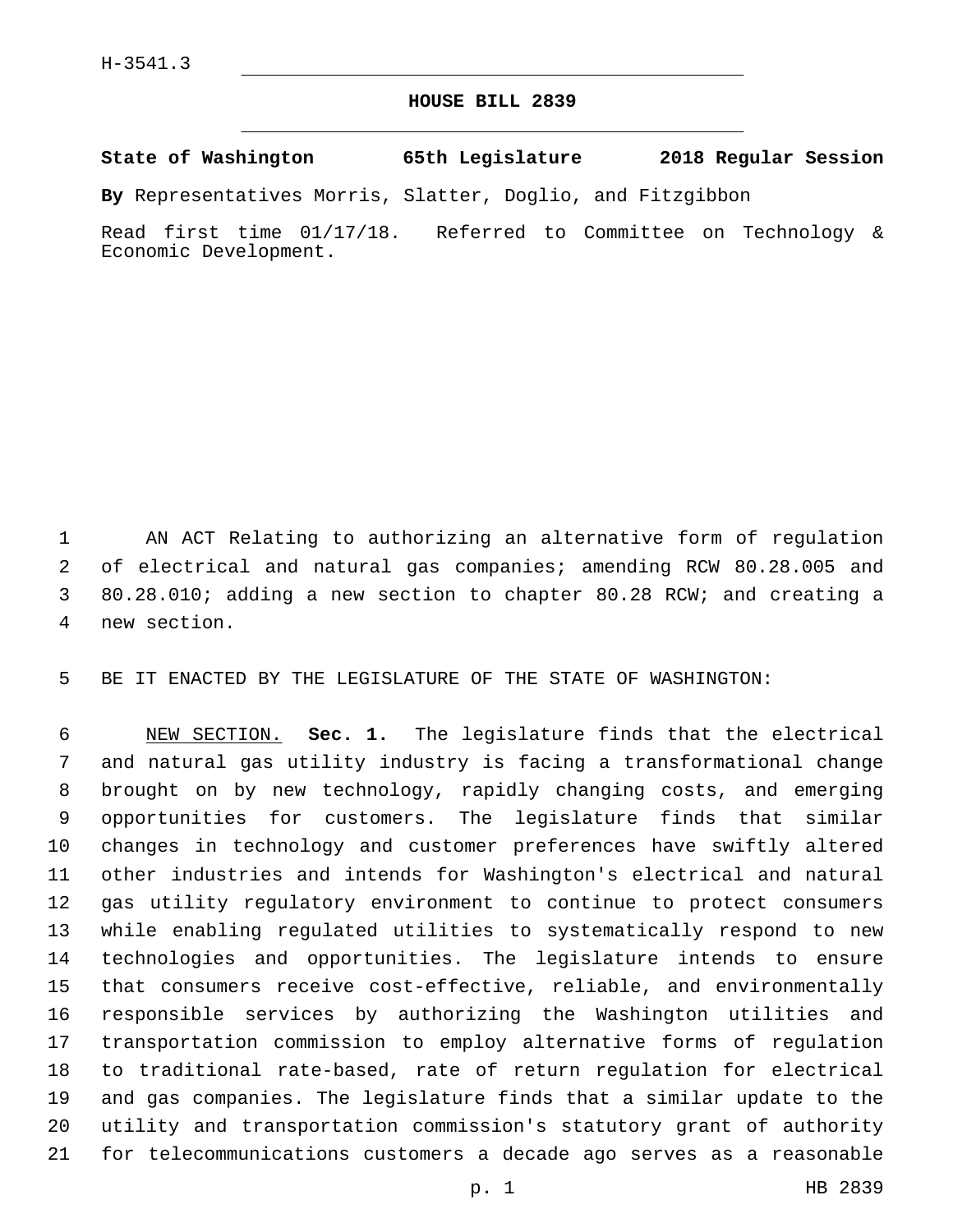H-3541.3

# HOUSE BILL 2839

**State of Washington 65th Legislature 2018 Regular Session**

**By** Representatives Morris, Slatter, Doglio, and Fitzgibbon

Read first time 01/17/18. Referred to Committee on Technology & Economic Development.

AN ACT Relating to authorizing an alternative form of regulation of electrical and natural gas companies; amending RCW 80.28.005 and 80.28.010; adding a new section to chapter 80.28 RCW; and creating a new section.

BE IT ENACTED BY THE LEGISLATURE OF THE STATE OF WASHINGTON:

NEW SECTION. **Sec. 1.** The legislature finds that the electrical and natural gas utility industry is facing a transformational change brought on by new technology, rapidly changing costs, and emerging opportunities for customers. The legislature finds that similar changes in technology and customer preferences have swiftly altered other industries and intends for Washington's electrical and natural gas utility regulatory environment to continue to protect consumers while enabling regulated utilities to systematically respond to new technologies and opportunities. The legislature intends to ensure that consumers receive cost-effective, reliable, and environmentally responsible services by authorizing the Washington utilities and transportation commission to employ alternative forms of regulation to traditional rate-based, rate of return regulation for electrical and gas companies. The legislature finds that a similar update to the utility and transportation commission's statutory grant of authority for telecommunications customers a decade ago serves as a reasonable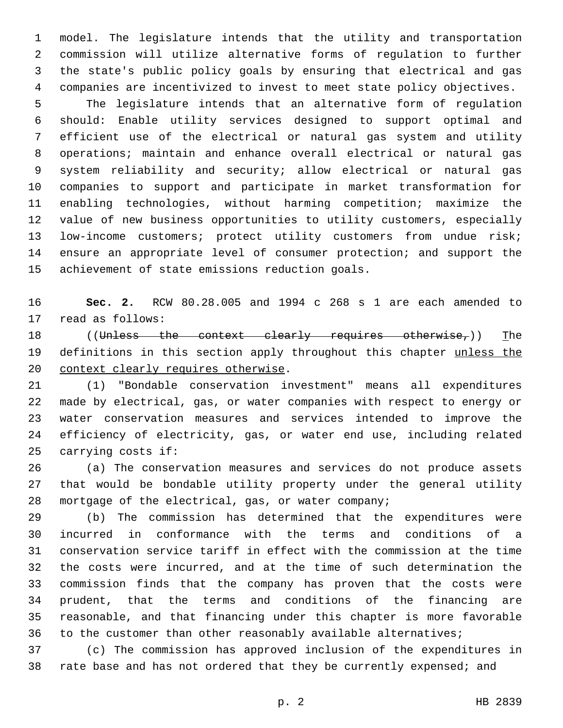model. The legislature intends that the utility and transportation commission will utilize alternative forms of regulation to further the state's public policy goals by ensuring that electrical and gas companies are incentivized to invest to meet state policy objectives.

The legislature intends that an alternative form of regulation should: Enable utility services designed to support optimal and efficient use of the electrical or natural gas system and utility operations; maintain and enhance overall electrical or natural gas system reliability and security; allow electrical or natural gas companies to support and participate in market transformation for enabling technologies, without harming competition; maximize the value of new business opportunities to utility customers, especially low-income customers; protect utility customers from undue risk; ensure an appropriate level of consumer protection; and support the achievement of state emissions reduction goals.

**Sec. 2.** RCW 80.28.005 and 1994 c 268 s 1 are each amended to read as follows:

((~~Unless the context clearly requires otherwise,~~)) The definitions in this section apply throughout this chapter unless the context clearly requires otherwise.

(1) "Bondable conservation investment" means all expenditures made by electrical, gas, or water companies with respect to energy or water conservation measures and services intended to improve the efficiency of electricity, gas, or water end use, including related carrying costs if:

(a) The conservation measures and services do not produce assets that would be bondable utility property under the general utility mortgage of the electrical, gas, or water company;

(b) The commission has determined that the expenditures were incurred in conformance with the terms and conditions of a conservation service tariff in effect with the commission at the time the costs were incurred, and at the time of such determination the commission finds that the company has proven that the costs were prudent, that the terms and conditions of the financing are reasonable, and that financing under this chapter is more favorable to the customer than other reasonably available alternatives;

(c) The commission has approved inclusion of the expenditures in rate base and has not ordered that they be currently expensed; and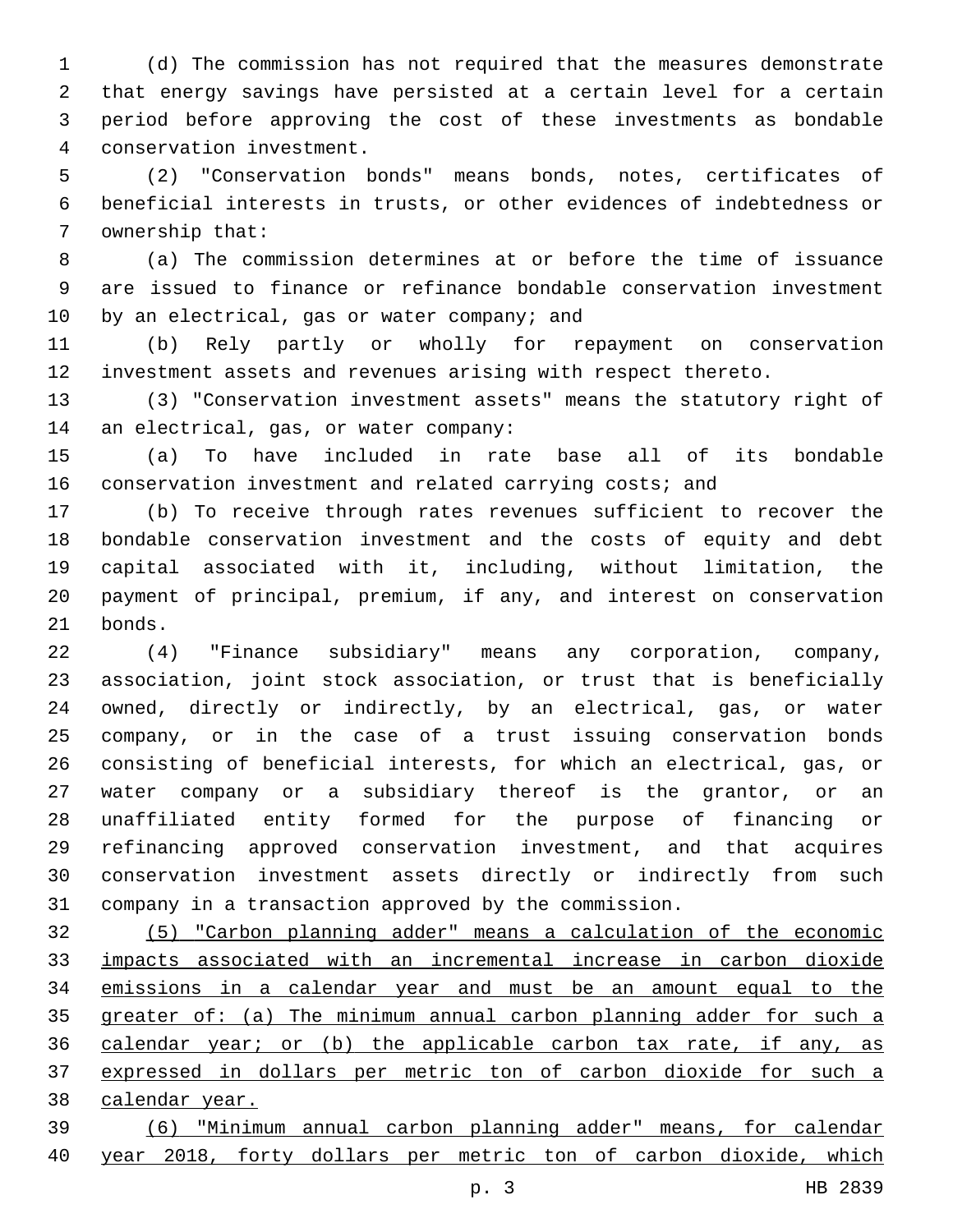(d) The commission has not required that the measures demonstrate that energy savings have persisted at a certain level for a certain period before approving the cost of these investments as bondable conservation investment.

(2) "Conservation bonds" means bonds, notes, certificates of beneficial interests in trusts, or other evidences of indebtedness or ownership that:

(a) The commission determines at or before the time of issuance are issued to finance or refinance bondable conservation investment by an electrical, gas or water company; and

(b) Rely partly or wholly for repayment on conservation investment assets and revenues arising with respect thereto.

(3) "Conservation investment assets" means the statutory right of an electrical, gas, or water company:

(a) To have included in rate base all of its bondable conservation investment and related carrying costs; and

(b) To receive through rates revenues sufficient to recover the bondable conservation investment and the costs of equity and debt capital associated with it, including, without limitation, the payment of principal, premium, if any, and interest on conservation bonds.

(4) "Finance subsidiary" means any corporation, company, association, joint stock association, or trust that is beneficially owned, directly or indirectly, by an electrical, gas, or water company, or in the case of a trust issuing conservation bonds consisting of beneficial interests, for which an electrical, gas, or water company or a subsidiary thereof is the grantor, or an unaffiliated entity formed for the purpose of financing or refinancing approved conservation investment, and that acquires conservation investment assets directly or indirectly from such company in a transaction approved by the commission.

<u>(5) "Carbon planning adder" means a calculation of the economic impacts associated with an incremental increase in carbon dioxide emissions in a calendar year and must be an amount equal to the greater of: (a) The minimum annual carbon planning adder for such a calendar year; or (b) the applicable carbon tax rate, if any, as expressed in dollars per metric ton of carbon dioxide for such a calendar year.</u>

<u>(6) "Minimum annual carbon planning adder" means, for calendar year 2018, forty dollars per metric ton of carbon dioxide, which</u>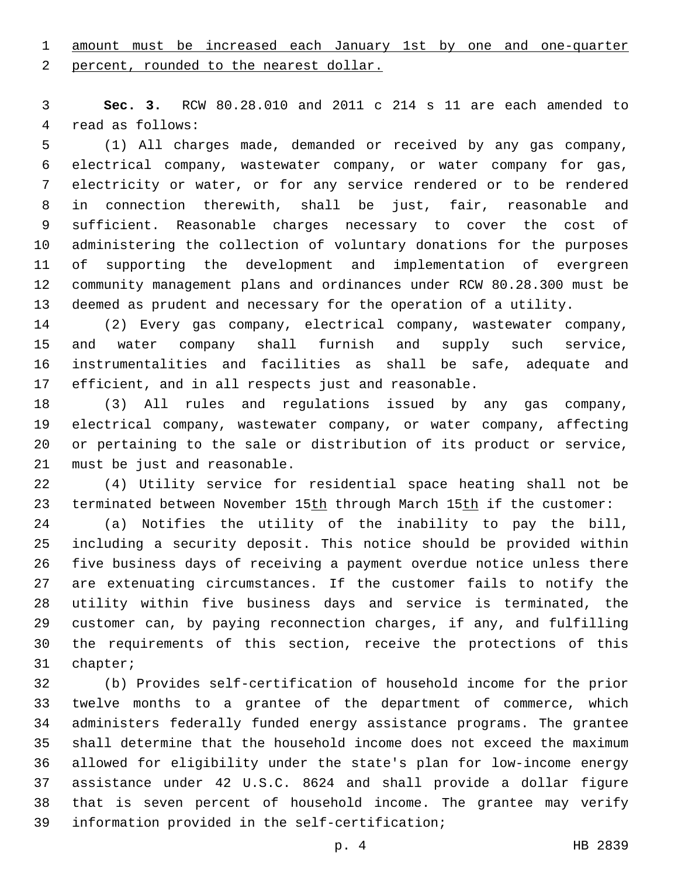amount must be increased each January 1st by one and one-quarter percent, rounded to the nearest dollar.

**Sec. 3.** RCW 80.28.010 and 2011 c 214 s 11 are each amended to read as follows:

(1) All charges made, demanded or received by any gas company, electrical company, wastewater company, or water company for gas, electricity or water, or for any service rendered or to be rendered in connection therewith, shall be just, fair, reasonable and sufficient. Reasonable charges necessary to cover the cost of administering the collection of voluntary donations for the purposes of supporting the development and implementation of evergreen community management plans and ordinances under RCW 80.28.300 must be deemed as prudent and necessary for the operation of a utility.

(2) Every gas company, electrical company, wastewater company, and water company shall furnish and supply such service, instrumentalities and facilities as shall be safe, adequate and efficient, and in all respects just and reasonable.

(3) All rules and regulations issued by any gas company, electrical company, wastewater company, or water company, affecting or pertaining to the sale or distribution of its product or service, must be just and reasonable.

(4) Utility service for residential space heating shall not be terminated between November 15th through March 15th if the customer:

(a) Notifies the utility of the inability to pay the bill, including a security deposit. This notice should be provided within five business days of receiving a payment overdue notice unless there are extenuating circumstances. If the customer fails to notify the utility within five business days and service is terminated, the customer can, by paying reconnection charges, if any, and fulfilling the requirements of this section, receive the protections of this chapter;

(b) Provides self-certification of household income for the prior twelve months to a grantee of the department of commerce, which administers federally funded energy assistance programs. The grantee shall determine that the household income does not exceed the maximum allowed for eligibility under the state's plan for low-income energy assistance under 42 U.S.C. 8624 and shall provide a dollar figure that is seven percent of household income. The grantee may verify information provided in the self-certification;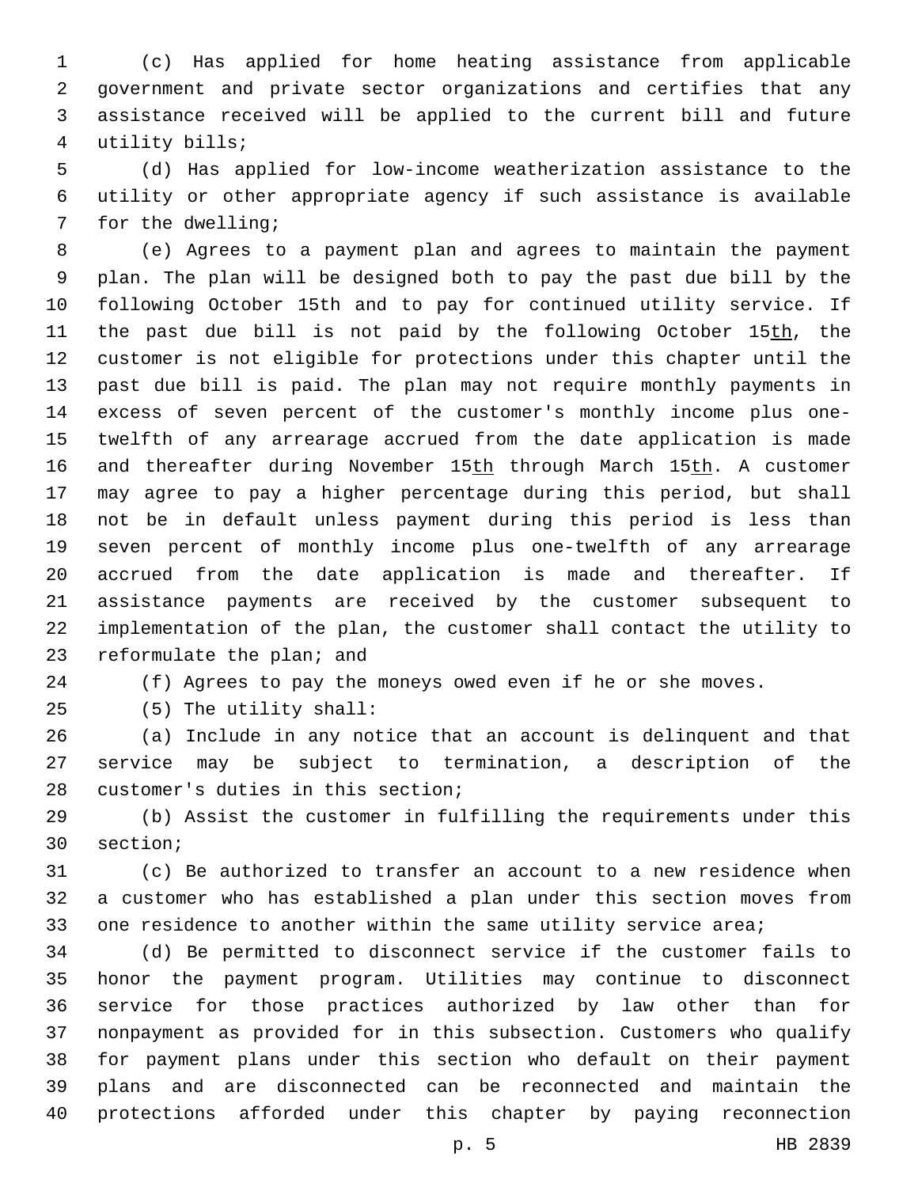(c) Has applied for home heating assistance from applicable government and private sector organizations and certifies that any assistance received will be applied to the current bill and future utility bills;

(d) Has applied for low-income weatherization assistance to the utility or other appropriate agency if such assistance is available for the dwelling;

(e) Agrees to a payment plan and agrees to maintain the payment plan. The plan will be designed both to pay the past due bill by the following October 15th and to pay for continued utility service. If the past due bill is not paid by the following October 15<u>th</u>, the customer is not eligible for protections under this chapter until the past due bill is paid. The plan may not require monthly payments in excess of seven percent of the customer's monthly income plus one-twelfth of any arrearage accrued from the date application is made and thereafter during November 15<u>th</u> through March 15<u>th</u>. A customer may agree to pay a higher percentage during this period, but shall not be in default unless payment during this period is less than seven percent of monthly income plus one-twelfth of any arrearage accrued from the date application is made and thereafter. If assistance payments are received by the customer subsequent to implementation of the plan, the customer shall contact the utility to reformulate the plan; and

(f) Agrees to pay the moneys owed even if he or she moves.

(5) The utility shall:

(a) Include in any notice that an account is delinquent and that service may be subject to termination, a description of the customer's duties in this section;

(b) Assist the customer in fulfilling the requirements under this section;

(c) Be authorized to transfer an account to a new residence when a customer who has established a plan under this section moves from one residence to another within the same utility service area;

(d) Be permitted to disconnect service if the customer fails to honor the payment program. Utilities may continue to disconnect service for those practices authorized by law other than for nonpayment as provided for in this subsection. Customers who qualify for payment plans under this section who default on their payment plans and are disconnected can be reconnected and maintain the protections afforded under this chapter by paying reconnection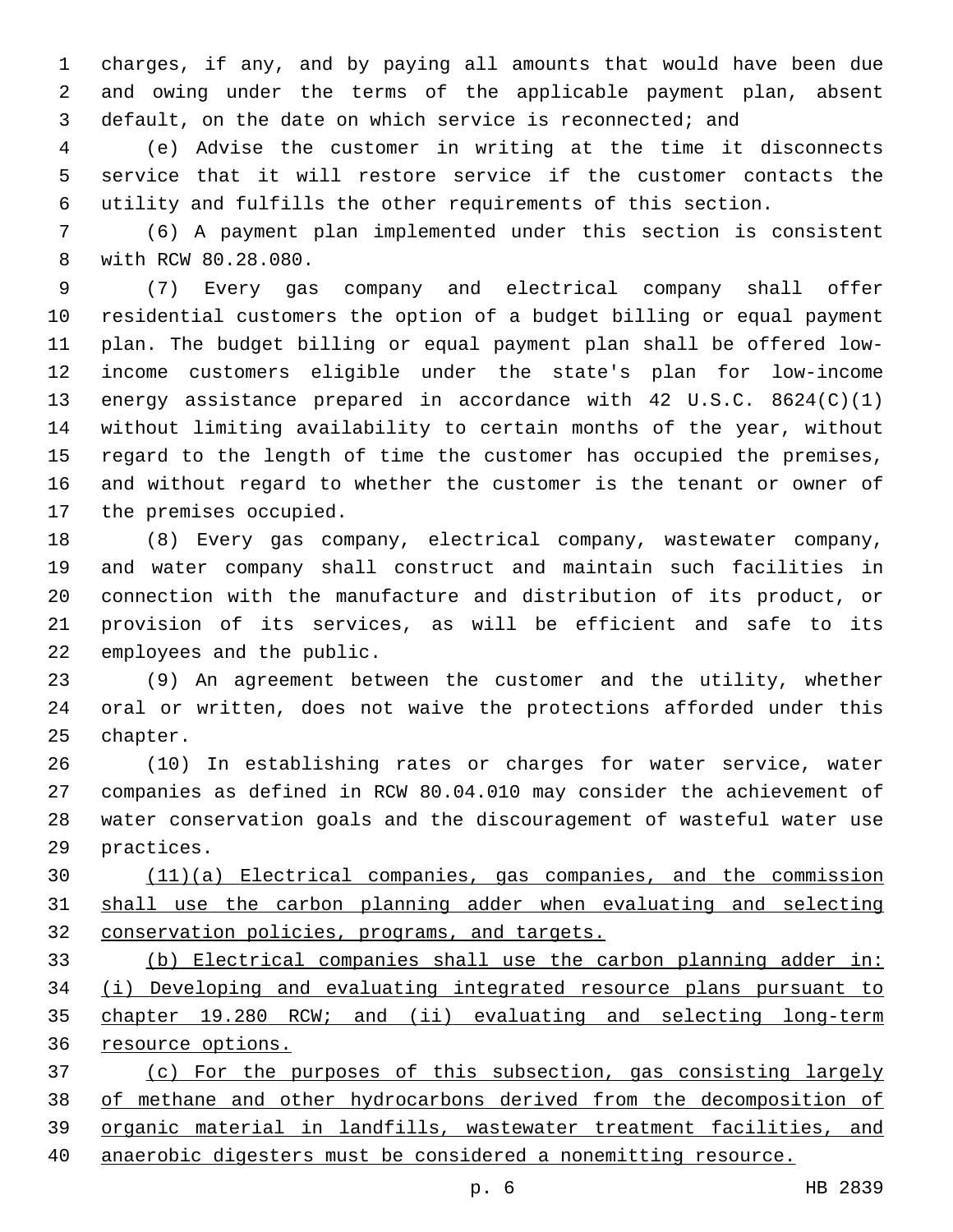charges, if any, and by paying all amounts that would have been due and owing under the terms of the applicable payment plan, absent default, on the date on which service is reconnected; and

(e) Advise the customer in writing at the time it disconnects service that it will restore service if the customer contacts the utility and fulfills the other requirements of this section.

(6) A payment plan implemented under this section is consistent with RCW 80.28.080.

(7) Every gas company and electrical company shall offer residential customers the option of a budget billing or equal payment plan. The budget billing or equal payment plan shall be offered low-income customers eligible under the state's plan for low-income energy assistance prepared in accordance with 42 U.S.C. 8624(C)(1) without limiting availability to certain months of the year, without regard to the length of time the customer has occupied the premises, and without regard to whether the customer is the tenant or owner of the premises occupied.

(8) Every gas company, electrical company, wastewater company, and water company shall construct and maintain such facilities in connection with the manufacture and distribution of its product, or provision of its services, as will be efficient and safe to its employees and the public.

(9) An agreement between the customer and the utility, whether oral or written, does not waive the protections afforded under this chapter.

(10) In establishing rates or charges for water service, water companies as defined in RCW 80.04.010 may consider the achievement of water conservation goals and the discouragement of wasteful water use practices.

<u>(11)(a) Electrical companies, gas companies, and the commission shall use the carbon planning adder when evaluating and selecting conservation policies, programs, and targets.</u>

<u>(b) Electrical companies shall use the carbon planning adder in: (i) Developing and evaluating integrated resource plans pursuant to chapter 19.280 RCW; and (ii) evaluating and selecting long-term resource options.</u>

<u>(c) For the purposes of this subsection, gas consisting largely of methane and other hydrocarbons derived from the decomposition of organic material in landfills, wastewater treatment facilities, and anaerobic digesters must be considered a nonemitting resource.</u>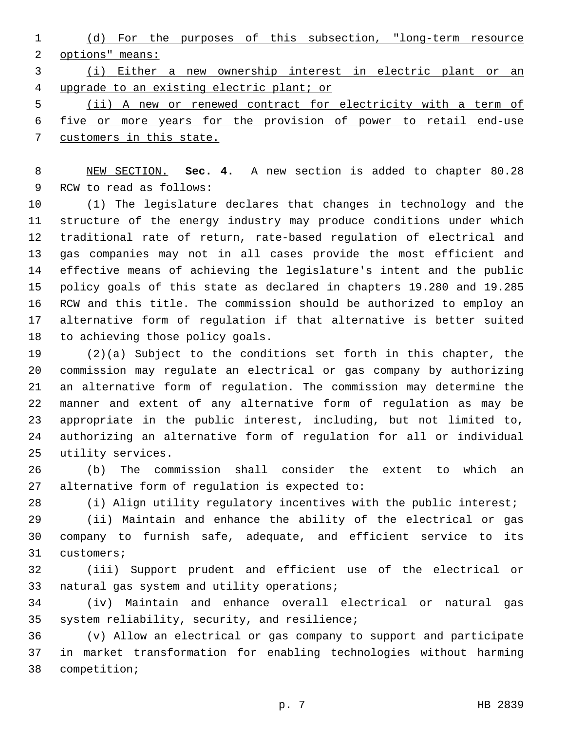(d) For the purposes of this subsection, "long-term resource options" means:

(i) Either a new ownership interest in electric plant or an upgrade to an existing electric plant; or

(ii) A new or renewed contract for electricity with a term of five or more years for the provision of power to retail end-use customers in this state.

NEW SECTION. **Sec. 4.** A new section is added to chapter 80.28 RCW to read as follows:

(1) The legislature declares that changes in technology and the structure of the energy industry may produce conditions under which traditional rate of return, rate-based regulation of electrical and gas companies may not in all cases provide the most efficient and effective means of achieving the legislature's intent and the public policy goals of this state as declared in chapters 19.280 and 19.285 RCW and this title. The commission should be authorized to employ an alternative form of regulation if that alternative is better suited to achieving those policy goals.

(2)(a) Subject to the conditions set forth in this chapter, the commission may regulate an electrical or gas company by authorizing an alternative form of regulation. The commission may determine the manner and extent of any alternative form of regulation as may be appropriate in the public interest, including, but not limited to, authorizing an alternative form of regulation for all or individual utility services.

(b) The commission shall consider the extent to which an alternative form of regulation is expected to:

(i) Align utility regulatory incentives with the public interest;

(ii) Maintain and enhance the ability of the electrical or gas company to furnish safe, adequate, and efficient service to its customers;

(iii) Support prudent and efficient use of the electrical or natural gas system and utility operations;

(iv) Maintain and enhance overall electrical or natural gas system reliability, security, and resilience;

(v) Allow an electrical or gas company to support and participate in market transformation for enabling technologies without harming competition;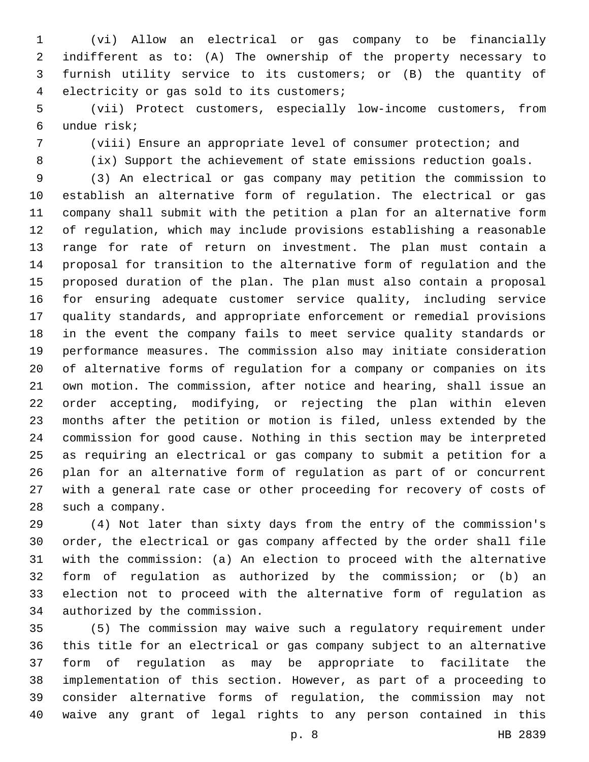(vi) Allow an electrical or gas company to be financially indifferent as to: (A) The ownership of the property necessary to furnish utility service to its customers; or (B) the quantity of electricity or gas sold to its customers;

(vii) Protect customers, especially low-income customers, from undue risk;

(viii) Ensure an appropriate level of consumer protection; and

(ix) Support the achievement of state emissions reduction goals.

(3) An electrical or gas company may petition the commission to establish an alternative form of regulation. The electrical or gas company shall submit with the petition a plan for an alternative form of regulation, which may include provisions establishing a reasonable range for rate of return on investment. The plan must contain a proposal for transition to the alternative form of regulation and the proposed duration of the plan. The plan must also contain a proposal for ensuring adequate customer service quality, including service quality standards, and appropriate enforcement or remedial provisions in the event the company fails to meet service quality standards or performance measures. The commission also may initiate consideration of alternative forms of regulation for a company or companies on its own motion. The commission, after notice and hearing, shall issue an order accepting, modifying, or rejecting the plan within eleven months after the petition or motion is filed, unless extended by the commission for good cause. Nothing in this section may be interpreted as requiring an electrical or gas company to submit a petition for a plan for an alternative form of regulation as part of or concurrent with a general rate case or other proceeding for recovery of costs of such a company.

(4) Not later than sixty days from the entry of the commission's order, the electrical or gas company affected by the order shall file with the commission: (a) An election to proceed with the alternative form of regulation as authorized by the commission; or (b) an election not to proceed with the alternative form of regulation as authorized by the commission.

(5) The commission may waive such a regulatory requirement under this title for an electrical or gas company subject to an alternative form of regulation as may be appropriate to facilitate the implementation of this section. However, as part of a proceeding to consider alternative forms of regulation, the commission may not waive any grant of legal rights to any person contained in this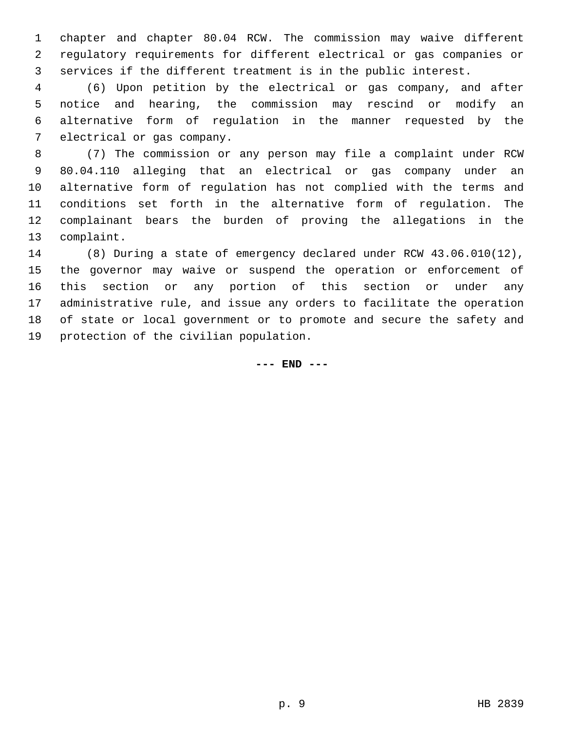chapter and chapter 80.04 RCW. The commission may waive different regulatory requirements for different electrical or gas companies or services if the different treatment is in the public interest.

(6) Upon petition by the electrical or gas company, and after notice and hearing, the commission may rescind or modify an alternative form of regulation in the manner requested by the electrical or gas company.

(7) The commission or any person may file a complaint under RCW 80.04.110 alleging that an electrical or gas company under an alternative form of regulation has not complied with the terms and conditions set forth in the alternative form of regulation. The complainant bears the burden of proving the allegations in the complaint.

(8) During a state of emergency declared under RCW 43.06.010(12), the governor may waive or suspend the operation or enforcement of this section or any portion of this section or under any administrative rule, and issue any orders to facilitate the operation of state or local government or to promote and secure the safety and protection of the civilian population.

**--- END ---**